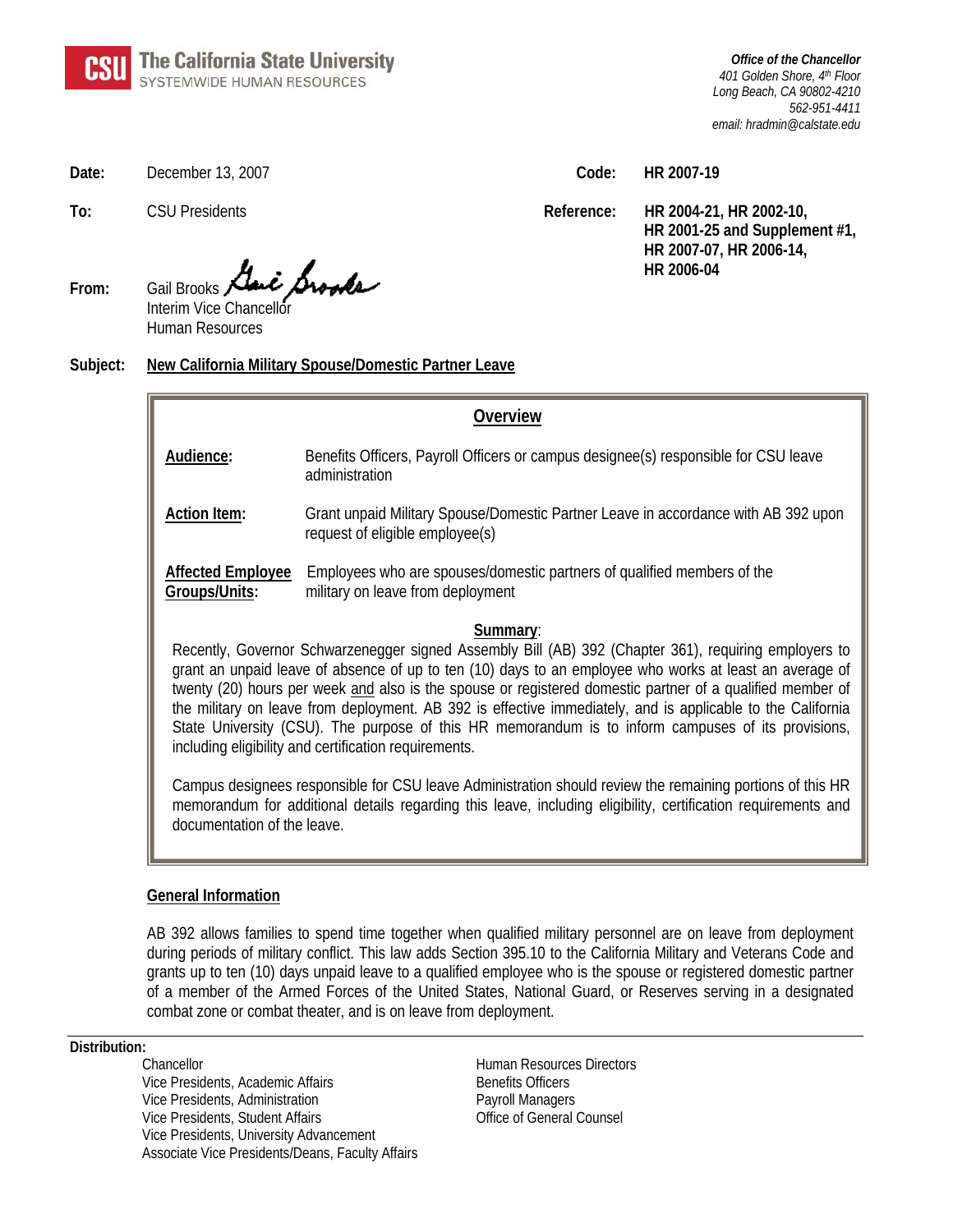**CSU The California State University**
SYSTEMWIDE HUMAN RESOURCES

*Office of the Chancellor*
*401 Golden Shore, 4th Floor*
*Long Beach, CA 90802-4210*
*562-951-4411*
*email: hradmin@calstate.edu*

**Date:** December 13, 2007

**To:** CSU Presidents

**From:** Gail Brooks
Interim Vice Chancellor
Human Resources

**Code:** **HR 2007-19**

**Reference:** **HR 2004-21, HR 2002-10, HR 2001-25 and Supplement #1, HR 2007-07, HR 2006-14, HR 2006-04**

**Subject:** **New California Military Spouse/Domestic Partner Leave**

## Overview

**Audience:** Benefits Officers, Payroll Officers or campus designee(s) responsible for CSU leave administration

**Action Item:** Grant unpaid Military Spouse/Domestic Partner Leave in accordance with AB 392 upon request of eligible employee(s)

**Affected Employee Groups/Units:** Employees who are spouses/domestic partners of qualified members of the military on leave from deployment

**Summary:**

Recently, Governor Schwarzenegger signed Assembly Bill (AB) 392 (Chapter 361), requiring employers to grant an unpaid leave of absence of up to ten (10) days to an employee who works at least an average of twenty (20) hours per week and also is the spouse or registered domestic partner of a qualified member of the military on leave from deployment. AB 392 is effective immediately, and is applicable to the California State University (CSU). The purpose of this HR memorandum is to inform campuses of its provisions, including eligibility and certification requirements.

Campus designees responsible for CSU leave Administration should review the remaining portions of this HR memorandum for additional details regarding this leave, including eligibility, certification requirements and documentation of the leave.

## General Information

AB 392 allows families to spend time together when qualified military personnel are on leave from deployment during periods of military conflict. This law adds Section 395.10 to the California Military and Veterans Code and grants up to ten (10) days unpaid leave to a qualified employee who is the spouse or registered domestic partner of a member of the Armed Forces of the United States, National Guard, or Reserves serving in a designated combat zone or combat theater, and is on leave from deployment.

**Distribution:**

Chancellor
Vice Presidents, Academic Affairs
Vice Presidents, Administration
Vice Presidents, Student Affairs
Vice Presidents, University Advancement
Associate Vice Presidents/Deans, Faculty Affairs
Human Resources Directors
Benefits Officers
Payroll Managers
Office of General Counsel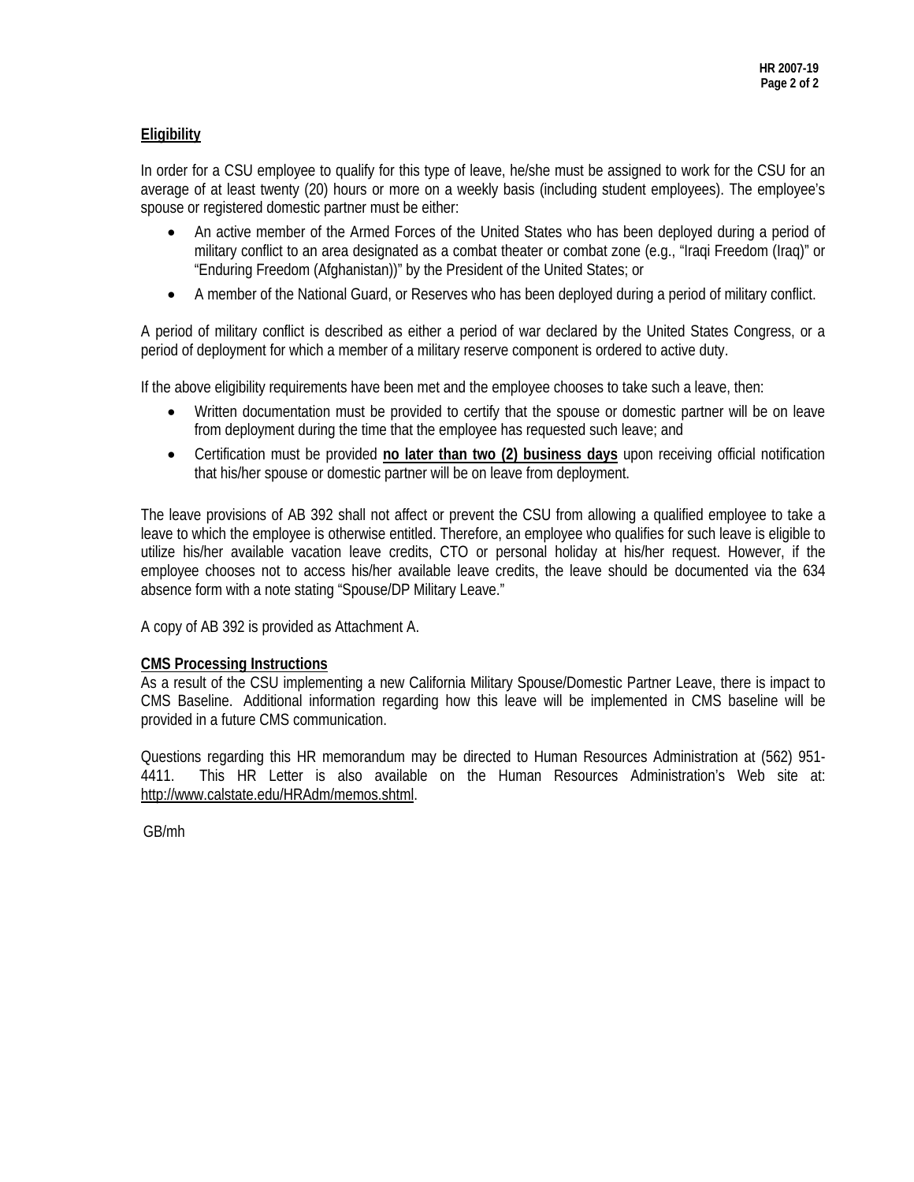**Eligibility**

In order for a CSU employee to qualify for this type of leave, he/she must be assigned to work for the CSU for an average of at least twenty (20) hours or more on a weekly basis (including student employees). The employee's spouse or registered domestic partner must be either:

- An active member of the Armed Forces of the United States who has been deployed during a period of military conflict to an area designated as a combat theater or combat zone (e.g., "Iraqi Freedom (Iraq)" or "Enduring Freedom (Afghanistan))" by the President of the United States; or
- A member of the National Guard, or Reserves who has been deployed during a period of military conflict.

A period of military conflict is described as either a period of war declared by the United States Congress, or a period of deployment for which a member of a military reserve component is ordered to active duty.

If the above eligibility requirements have been met and the employee chooses to take such a leave, then:

- Written documentation must be provided to certify that the spouse or domestic partner will be on leave from deployment during the time that the employee has requested such leave; and
- Certification must be provided **no later than two (2) business days** upon receiving official notification that his/her spouse or domestic partner will be on leave from deployment.

The leave provisions of AB 392 shall not affect or prevent the CSU from allowing a qualified employee to take a leave to which the employee is otherwise entitled. Therefore, an employee who qualifies for such leave is eligible to utilize his/her available vacation leave credits, CTO or personal holiday at his/her request. However, if the employee chooses not to access his/her available leave credits, the leave should be documented via the 634 absence form with a note stating "Spouse/DP Military Leave."

A copy of AB 392 is provided as Attachment A.

**CMS Processing Instructions**

As a result of the CSU implementing a new California Military Spouse/Domestic Partner Leave, there is impact to CMS Baseline. Additional information regarding how this leave will be implemented in CMS baseline will be provided in a future CMS communication.

Questions regarding this HR memorandum may be directed to Human Resources Administration at (562) 951-4411. This HR Letter is also available on the Human Resources Administration's Web site at: http://www.calstate.edu/HRAdm/memos.shtml.

GB/mh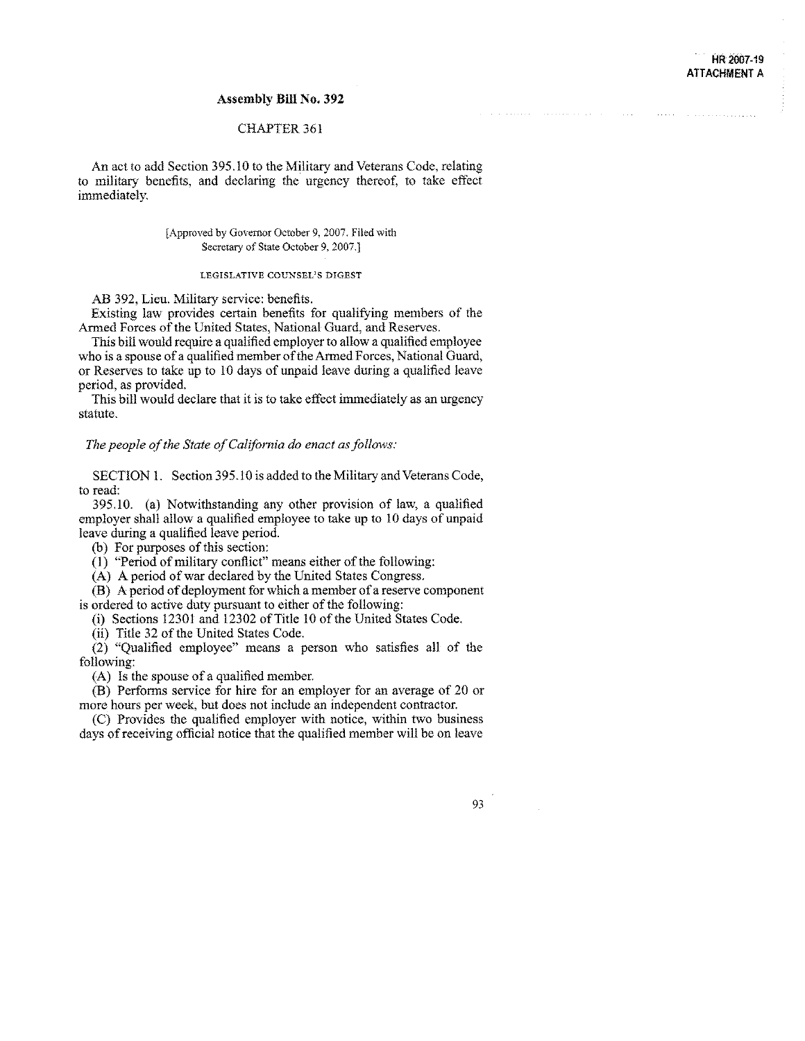HR 2007-19
ATTACHMENT A

**Assembly Bill No. 392**

CHAPTER 361

An act to add Section 395.10 to the Military and Veterans Code, relating to military benefits, and declaring the urgency thereof, to take effect immediately.

[Approved by Governor October 9, 2007. Filed with Secretary of State October 9, 2007.]

LEGISLATIVE COUNSEL'S DIGEST

AB 392, Lieu. Military service: benefits.

Existing law provides certain benefits for qualifying members of the Armed Forces of the United States, National Guard, and Reserves.

This bill would require a qualified employer to allow a qualified employee who is a spouse of a qualified member of the Armed Forces, National Guard, or Reserves to take up to 10 days of unpaid leave during a qualified leave period, as provided.

This bill would declare that it is to take effect immediately as an urgency statute.

*The people of the State of California do enact as follows:*

SECTION 1. Section 395.10 is added to the Military and Veterans Code, to read:

395.10. (a) Notwithstanding any other provision of law, a qualified employer shall allow a qualified employee to take up to 10 days of unpaid leave during a qualified leave period.

(b) For purposes of this section:

(1) "Period of military conflict" means either of the following:

(A) A period of war declared by the United States Congress.

(B) A period of deployment for which a member of a reserve component is ordered to active duty pursuant to either of the following:

(i) Sections 12301 and 12302 of Title 10 of the United States Code.

(ii) Title 32 of the United States Code.

(2) "Qualified employee" means a person who satisfies all of the following:

(A) Is the spouse of a qualified member.

(B) Performs service for hire for an employer for an average of 20 or more hours per week, but does not include an independent contractor.

(C) Provides the qualified employer with notice, within two business days of receiving official notice that the qualified member will be on leave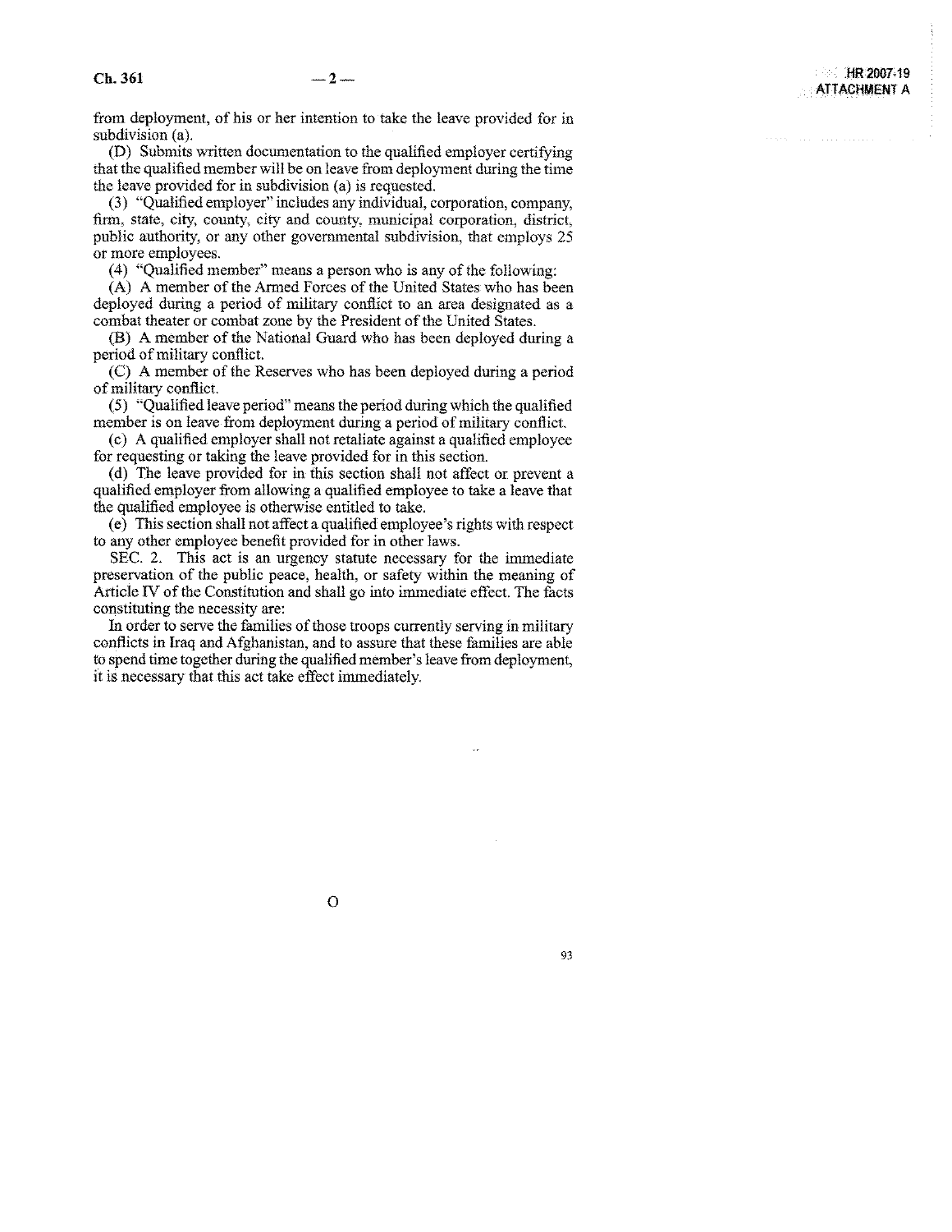from deployment, of his or her intention to take the leave provided for in subdivision (a).

(D) Submits written documentation to the qualified employer certifying that the qualified member will be on leave from deployment during the time the leave provided for in subdivision (a) is requested.

(3) "Qualified employer" includes any individual, corporation, company, firm, state, city, county, city and county, municipal corporation, district, public authority, or any other governmental subdivision, that employs 25 or more employees.

(4) "Qualified member" means a person who is any of the following:

(A) A member of the Armed Forces of the United States who has been deployed during a period of military conflict to an area designated as a combat theater or combat zone by the President of the United States.

(B) A member of the National Guard who has been deployed during a period of military conflict.

(C) A member of the Reserves who has been deployed during a period of military conflict.

(5) "Qualified leave period" means the period during which the qualified member is on leave from deployment during a period of military conflict.

(c) A qualified employer shall not retaliate against a qualified employee for requesting or taking the leave provided for in this section.

(d) The leave provided for in this section shall not affect or prevent a qualified employer from allowing a qualified employee to take a leave that the qualified employee is otherwise entitled to take.

(e) This section shall not affect a qualified employee's rights with respect to any other employee benefit provided for in other laws.

SEC. 2. This act is an urgency statute necessary for the immediate preservation of the public peace, health, or safety within the meaning of Article IV of the Constitution and shall go into immediate effect. The facts constituting the necessity are:

In order to serve the families of those troops currently serving in military conflicts in Iraq and Afghanistan, and to assure that these families are able to spend time together during the qualified member's leave from deployment, it is necessary that this act take effect immediately.

O